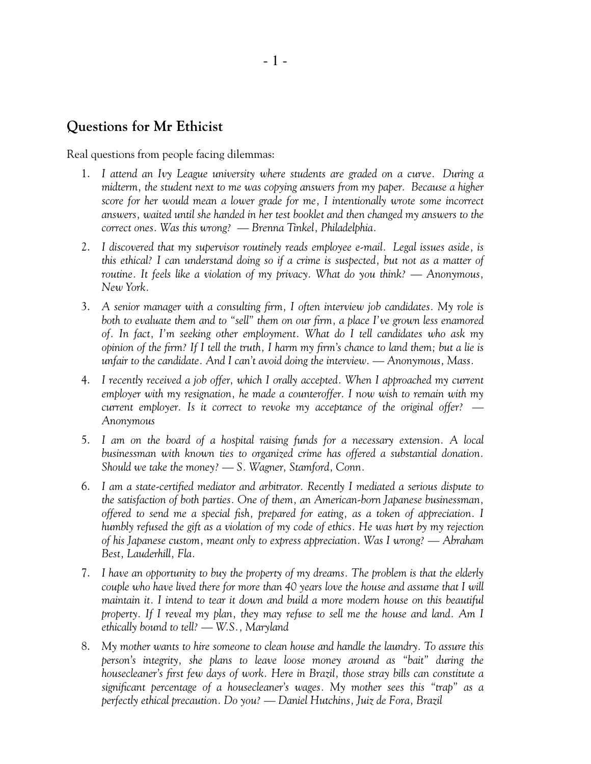## Questions for Mr Ethicist

Real questions from people facing dilemmas:

1. *I attend an Ivy League university where students are graded on a curve. During a midterm, the student next to me was copying answers from my paper. Because a higher score for her would mean a lower grade for me, I intentionally wrote some incorrect answers, waited until she handed in her test booklet and then changed my answers to the correct ones. Was this wrong? — Brenna Tinkel, Philadelphia.*

2. *I discovered that my supervisor routinely reads employee e-mail. Legal issues aside, is this ethical? I can understand doing so if a crime is suspected, but not as a matter of routine. It feels like a violation of my privacy. What do you think? — Anonymous, New York.*

3. *A senior manager with a consulting firm, I often interview job candidates. My role is both to evaluate them and to "sell" them on our firm, a place I've grown less enamored of. In fact, I'm seeking other employment. What do I tell candidates who ask my opinion of the firm? If I tell the truth, I harm my firm's chance to land them; but a lie is unfair to the candidate. And I can't avoid doing the interview. — Anonymous, Mass.*

4. *I recently received a job offer, which I orally accepted. When I approached my current employer with my resignation, he made a counteroffer. I now wish to remain with my current employer. Is it correct to revoke my acceptance of the original offer? — Anonymous*

5. *I am on the board of a hospital raising funds for a necessary extension. A local businessman with known ties to organized crime has offered a substantial donation. Should we take the money? — S. Wagner, Stamford, Conn.*

6. *I am a state-certified mediator and arbitrator. Recently I mediated a serious dispute to the satisfaction of both parties. One of them, an American-born Japanese businessman, offered to send me a special fish, prepared for eating, as a token of appreciation. I humbly refused the gift as a violation of my code of ethics. He was hurt by my rejection of his Japanese custom, meant only to express appreciation. Was I wrong? — Abraham Best, Lauderhill, Fla.*

7. *I have an opportunity to buy the property of my dreams. The problem is that the elderly couple who have lived there for more than 40 years love the house and assume that I will maintain it. I intend to tear it down and build a more modern house on this beautiful property. If I reveal my plan, they may refuse to sell me the house and land. Am I ethically bound to tell? — W.S., Maryland*

8. *My mother wants to hire someone to clean house and handle the laundry. To assure this person's integrity, she plans to leave loose money around as "bait" during the housecleaner's first few days of work. Here in Brazil, those stray bills can constitute a significant percentage of a housecleaner's wages. My mother sees this "trap" as a perfectly ethical precaution. Do you? — Daniel Hutchins, Juiz de Fora, Brazil*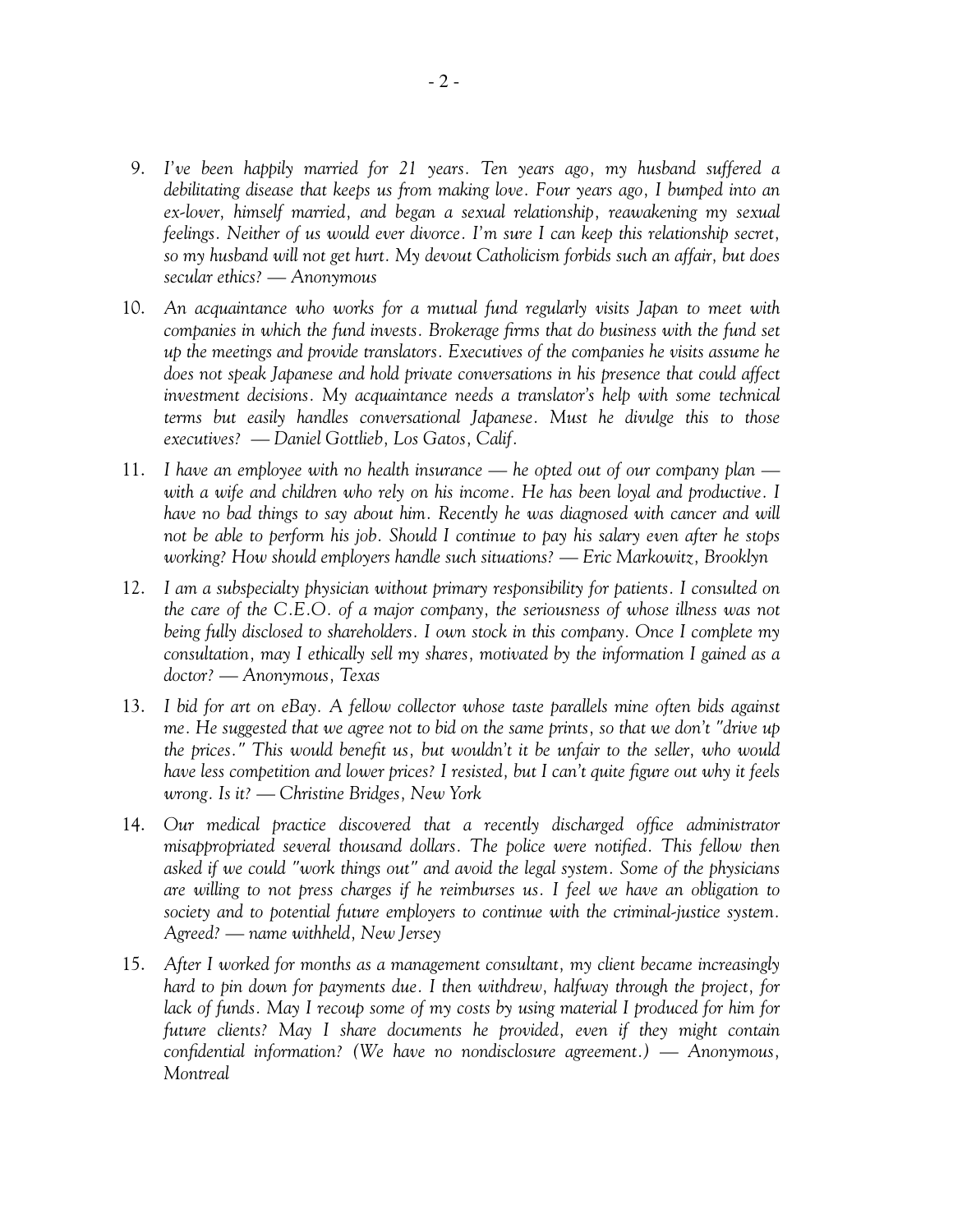9. *I've been happily married for 21 years. Ten years ago, my husband suffered a debilitating disease that keeps us from making love. Four years ago, I bumped into an ex-lover, himself married, and began a sexual relationship, reawakening my sexual feelings. Neither of us would ever divorce. I'm sure I can keep this relationship secret, so my husband will not get hurt. My devout Catholicism forbids such an affair, but does secular ethics? — Anonymous*

10. *An acquaintance who works for a mutual fund regularly visits Japan to meet with companies in which the fund invests. Brokerage firms that do business with the fund set up the meetings and provide translators. Executives of the companies he visits assume he does not speak Japanese and hold private conversations in his presence that could affect investment decisions. My acquaintance needs a translator's help with some technical terms but easily handles conversational Japanese. Must he divulge this to those executives? — Daniel Gottlieb, Los Gatos, Calif.*

11. *I have an employee with no health insurance — he opted out of our company plan — with a wife and children who rely on his income. He has been loyal and productive. I have no bad things to say about him. Recently he was diagnosed with cancer and will not be able to perform his job. Should I continue to pay his salary even after he stops working? How should employers handle such situations? — Eric Markowitz, Brooklyn*

12. *I am a subspecialty physician without primary responsibility for patients. I consulted on the care of the C.E.O. of a major company, the seriousness of whose illness was not being fully disclosed to shareholders. I own stock in this company. Once I complete my consultation, may I ethically sell my shares, motivated by the information I gained as a doctor? — Anonymous, Texas*

13. *I bid for art on eBay. A fellow collector whose taste parallels mine often bids against me. He suggested that we agree not to bid on the same prints, so that we don't "drive up the prices." This would benefit us, but wouldn't it be unfair to the seller, who would have less competition and lower prices? I resisted, but I can't quite figure out why it feels wrong. Is it? — Christine Bridges, New York*

14. *Our medical practice discovered that a recently discharged office administrator misappropriated several thousand dollars. The police were notified. This fellow then asked if we could "work things out" and avoid the legal system. Some of the physicians are willing to not press charges if he reimburses us. I feel we have an obligation to society and to potential future employers to continue with the criminal-justice system. Agreed? — name withheld, New Jersey*

15. *After I worked for months as a management consultant, my client became increasingly hard to pin down for payments due. I then withdrew, halfway through the project, for lack of funds. May I recoup some of my costs by using material I produced for him for future clients? May I share documents he provided, even if they might contain confidential information? (We have no nondisclosure agreement.) — Anonymous, Montreal*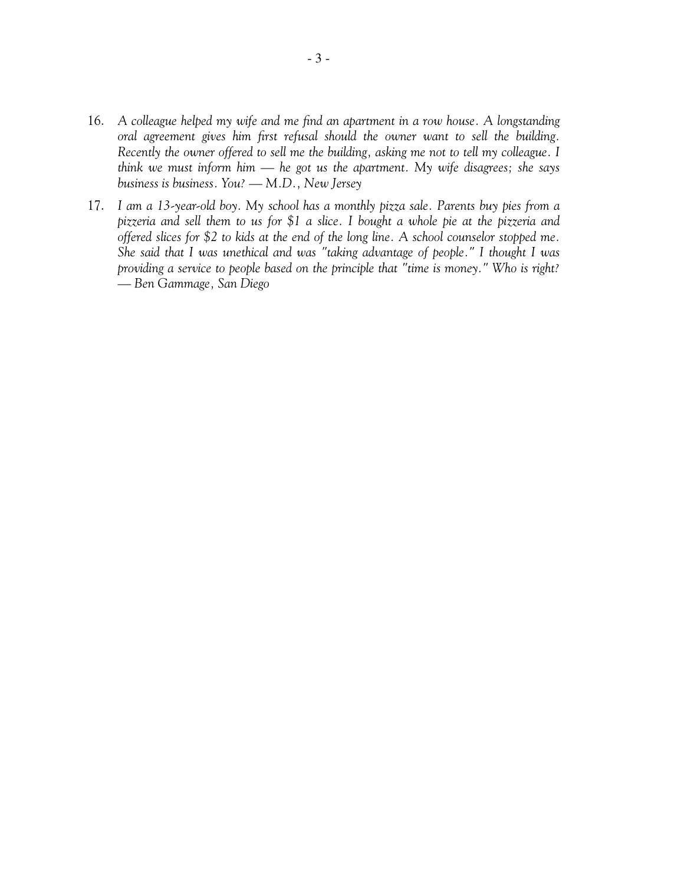16. *A colleague helped my wife and me find an apartment in a row house. A longstanding oral agreement gives him first refusal should the owner want to sell the building. Recently the owner offered to sell me the building, asking me not to tell my colleague. I think we must inform him — he got us the apartment. My wife disagrees; she says business is business. You? — M.D., New Jersey*

17. *I am a 13-year-old boy. My school has a monthly pizza sale. Parents buy pies from a pizzeria and sell them to us for $1 a slice. I bought a whole pie at the pizzeria and offered slices for $2 to kids at the end of the long line. A school counselor stopped me. She said that I was unethical and was "taking advantage of people." I thought I was providing a service to people based on the principle that "time is money." Who is right? — Ben Gammage, San Diego*